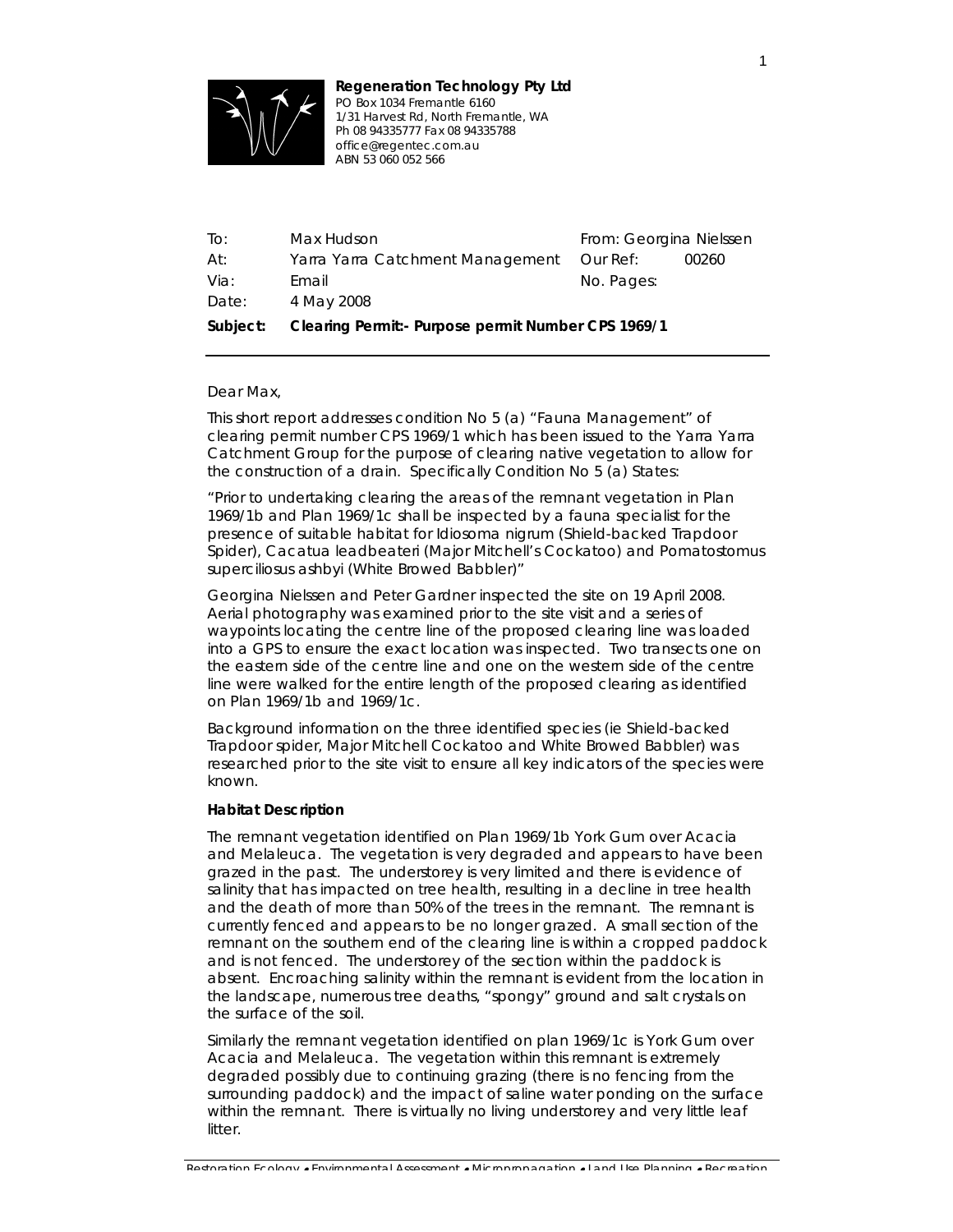**Regeneration Technology Pty Ltd**
PO Box 1034 Fremantle 6160
1/31 Harvest Rd, North Fremantle, WA
Ph 08 94335777 Fax 08 94335788
office@regentec.com.au
ABN 53 060 052 566

| | | | |
|---|---|---|---|
| To: | Max Hudson | From: Georgina Nielssen | |
| At: | Yarra Yarra Catchment Management | Our Ref: | 00260 |
| Via: | Email | No. Pages: | |
| Date: | 4 May 2008 | | |
| **Subject:** | **Clearing Permit:- Purpose permit Number CPS 1969/1** | | |

Dear Max,

This short report addresses condition No 5 (a) "Fauna Management" of clearing permit number CPS 1969/1 which has been issued to the Yarra Yarra Catchment Group for the purpose of clearing native vegetation to allow for the construction of a drain. Specifically Condition No 5 (a) States:

"Prior to undertaking clearing the areas of the remnant vegetation in Plan 1969/1b and Plan 1969/1c shall be inspected by a fauna specialist for the presence of suitable habitat for *Idiosoma nigrum* (Shield-backed Trapdoor Spider), *Cacatua leadbeateri* (Major Mitchell's Cockatoo) and *Pomatostomus superciliosus ashbyi* (White Browed Babbler)"

Georgina Nielssen and Peter Gardner inspected the site on 19 April 2008. Aerial photography was examined prior to the site visit and a series of waypoints locating the centre line of the proposed clearing line was loaded into a GPS to ensure the exact location was inspected. Two transects one on the eastern side of the centre line and one on the western side of the centre line were walked for the entire length of the proposed clearing as identified on Plan 1969/1b and 1969/1c.

Background information on the three identified species (ie Shield-backed Trapdoor spider, Major Mitchell Cockatoo and White Browed Babbler) was researched prior to the site visit to ensure all key indicators of the species were known.

**Habitat Description**

The remnant vegetation identified on Plan 1969/1b York Gum over Acacia and Melaleuca. The vegetation is very degraded and appears to have been grazed in the past. The understorey is very limited and there is evidence of salinity that has impacted on tree health, resulting in a decline in tree health and the death of more than 50% of the trees in the remnant. The remnant is currently fenced and appears to be no longer grazed. A small section of the remnant on the southern end of the clearing line is within a cropped paddock and is not fenced. The understorey of the section within the paddock is absent. Encroaching salinity within the remnant is evident from the location in the landscape, numerous tree deaths, "spongy" ground and salt crystals on the surface of the soil.

Similarly the remnant vegetation identified on plan 1969/1c is York Gum over Acacia and Melaleuca. The vegetation within this remnant is extremely degraded possibly due to continuing grazing (there is no fencing from the surrounding paddock) and the impact of saline water ponding on the surface within the remnant. There is virtually no living understorey and very little leaf litter.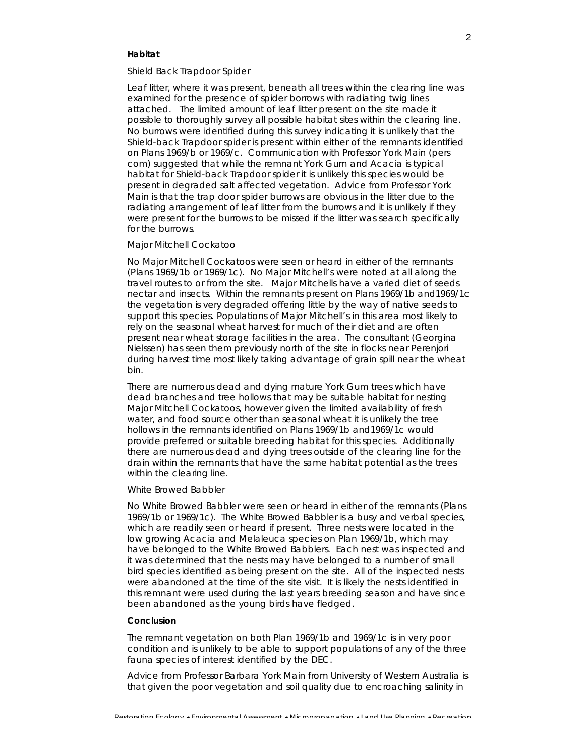**Habitat**

Shield Back Trapdoor Spider

Leaf litter, where it was present, beneath all trees within the clearing line was examined for the presence of spider borrows with radiating twig lines attached. The limited amount of leaf litter present on the site made it possible to thoroughly survey all possible habitat sites within the clearing line. No burrows were identified during this survey indicating it is unlikely that the Shield-back Trapdoor spider is present within either of the remnants identified on Plans 1969/b or 1969/c. Communication with Professor York Main (pers com) suggested that while the remnant York Gum and Acacia is typical habitat for Shield-back Trapdoor spider it is unlikely this species would be present in degraded salt affected vegetation. Advice from Professor York Main is that the trap door spider burrows are obvious in the litter due to the radiating arrangement of leaf litter from the burrows and it is unlikely if they were present for the burrows to be missed if the litter was search specifically for the burrows.

Major Mitchell Cockatoo

No Major Mitchell Cockatoos were seen or heard in either of the remnants (Plans 1969/1b or 1969/1c). No Major Mitchell's were noted at all along the travel routes to or from the site. Major Mitchells have a varied diet of seeds nectar and insects. Within the remnants present on Plans 1969/1b and1969/1c the vegetation is very degraded offering little by the way of native seeds to support this species. Populations of Major Mitchell's in this area most likely to rely on the seasonal wheat harvest for much of their diet and are often present near wheat storage facilities in the area. The consultant (Georgina Nielssen) has seen them previously north of the site in flocks near Perenjori during harvest time most likely taking advantage of grain spill near the wheat bin.

There are numerous dead and dying mature York Gum trees which have dead branches and tree hollows that may be suitable habitat for nesting Major Mitchell Cockatoos, however given the limited availability of fresh water, and food source other than seasonal wheat it is unlikely the tree hollows in the remnants identified on Plans 1969/1b and1969/1c would provide preferred or suitable breeding habitat for this species. Additionally there are numerous dead and dying trees outside of the clearing line for the drain within the remnants that have the same habitat potential as the trees within the clearing line.

White Browed Babbler

No White Browed Babbler were seen or heard in either of the remnants (Plans 1969/1b or 1969/1c). The White Browed Babbler is a busy and verbal species, which are readily seen or heard if present. Three nests were located in the low growing Acacia and Melaleuca species on Plan 1969/1b, which may have belonged to the White Browed Babblers. Each nest was inspected and it was determined that the nests may have belonged to a number of small bird species identified as being present on the site. All of the inspected nests were abandoned at the time of the site visit. It is likely the nests identified in this remnant were used during the last years breeding season and have since been abandoned as the young birds have fledged.

**Conclusion**

The remnant vegetation on both Plan 1969/1b and 1969/1c is in very poor condition and is unlikely to be able to support populations of any of the three fauna species of interest identified by the DEC.

Advice from Professor Barbara York Main from University of Western Australia is that given the poor vegetation and soil quality due to encroaching salinity in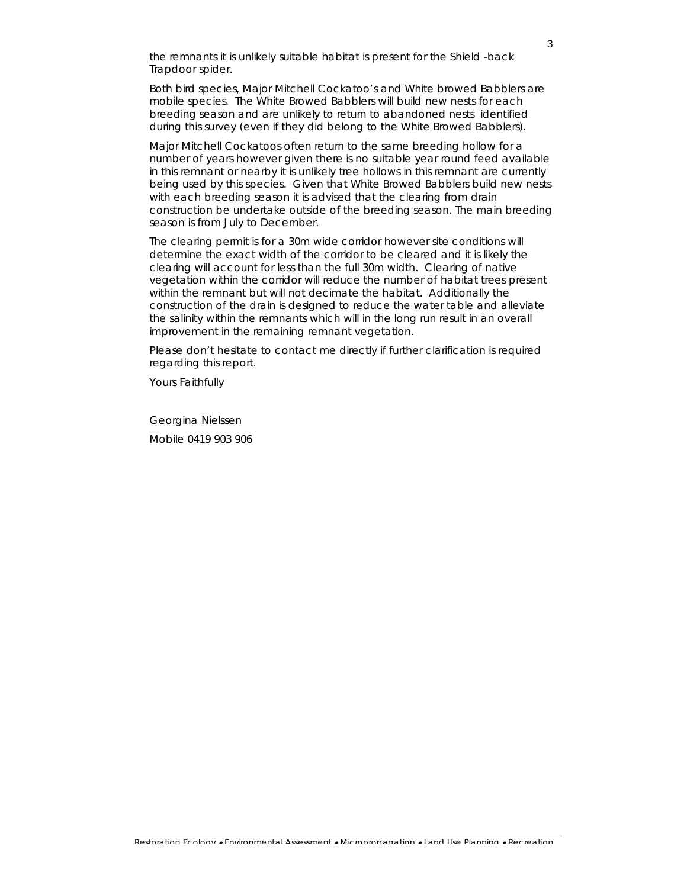the remnants it is unlikely suitable habitat is present for the Shield -back Trapdoor spider.

Both bird species, Major Mitchell Cockatoo's and White browed Babblers are mobile species. The White Browed Babblers will build new nests for each breeding season and are unlikely to return to abandoned nests identified during this survey (even if they did belong to the White Browed Babblers).

Major Mitchell Cockatoos often return to the same breeding hollow for a number of years however given there is no suitable year round feed available in this remnant or nearby it is unlikely tree hollows in this remnant are currently being used by this species. Given that White Browed Babblers build new nests with each breeding season it is advised that the clearing from drain construction be undertake outside of the breeding season. The main breeding season is from July to December.

The clearing permit is for a 30m wide corridor however site conditions will determine the exact width of the corridor to be cleared and it is likely the clearing will account for less than the full 30m width. Clearing of native vegetation within the corridor will reduce the number of habitat trees present within the remnant but will not decimate the habitat. Additionally the construction of the drain is designed to reduce the water table and alleviate the salinity within the remnants which will in the long run result in an overall improvement in the remaining remnant vegetation.

Please don't hesitate to contact me directly if further clarification is required regarding this report.

Yours Faithfully

Georgina Nielssen

Mobile 0419 903 906